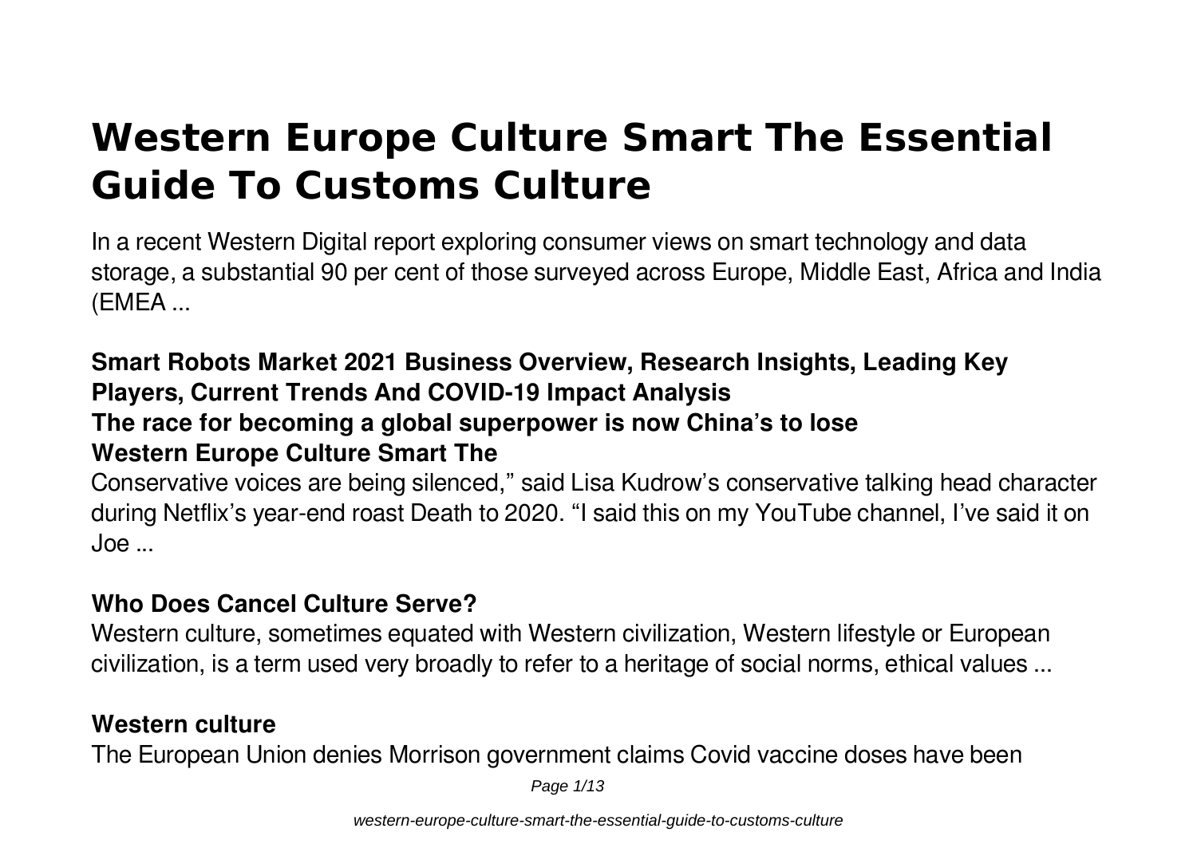# Western Europe Culture Smart The Essential Guide To Customs Culture

In a recent Western Digital report exploring consumer views on smart technology and data storage, a substantial 90 per cent of those surveyed across Europe, Middle East, Africa and India (EMEA ...

**Smart Robots Market 2021 Business Overview, Research Insights, Leading Key Players, Current Trends And COVID-19 Impact Analysis**
**The race for becoming a global superpower is now China's to lose**
**Western Europe Culture Smart The**

Conservative voices are being silenced," said Lisa Kudrow's conservative talking head character during Netflix's year-end roast Death to 2020. "I said this on my YouTube channel, I've said it on Joe ...

**Who Does Cancel Culture Serve?**

Western culture, sometimes equated with Western civilization, Western lifestyle or European civilization, is a term used very broadly to refer to a heritage of social norms, ethical values ...

**Western culture**

The European Union denies Morrison government claims Covid vaccine doses have been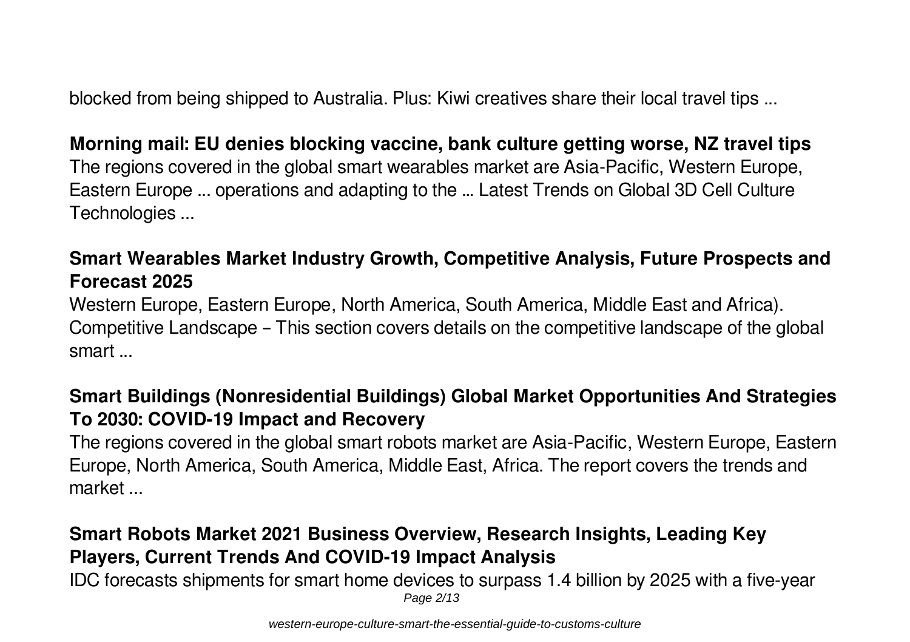blocked from being shipped to Australia. Plus: Kiwi creatives share their local travel tips ...

**Morning mail: EU denies blocking vaccine, bank culture getting worse, NZ travel tips**

The regions covered in the global smart wearables market are Asia-Pacific, Western Europe, Eastern Europe ... operations and adapting to the ... Latest Trends on Global 3D Cell Culture Technologies ...

**Smart Wearables Market Industry Growth, Competitive Analysis, Future Prospects and Forecast 2025**

Western Europe, Eastern Europe, North America, South America, Middle East and Africa). Competitive Landscape – This section covers details on the competitive landscape of the global smart ...

**Smart Buildings (Nonresidential Buildings) Global Market Opportunities And Strategies To 2030: COVID-19 Impact and Recovery**

The regions covered in the global smart robots market are Asia-Pacific, Western Europe, Eastern Europe, North America, South America, Middle East, Africa. The report covers the trends and market ...

**Smart Robots Market 2021 Business Overview, Research Insights, Leading Key Players, Current Trends And COVID-19 Impact Analysis**

IDC forecasts shipments for smart home devices to surpass 1.4 billion by 2025 with a five-year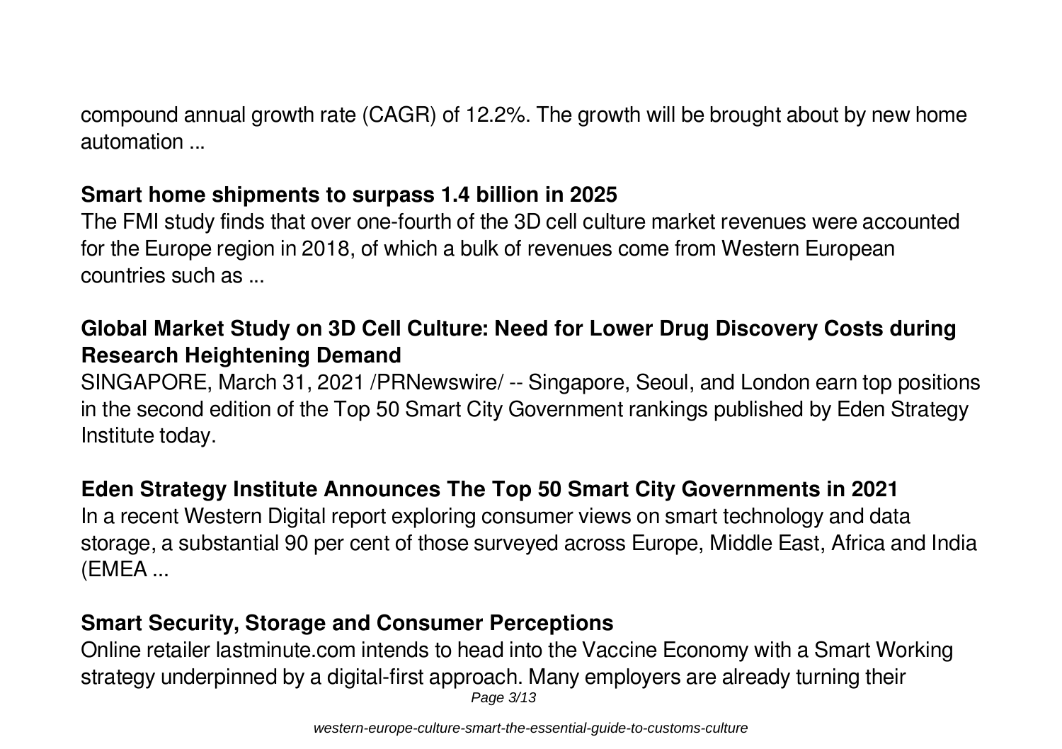compound annual growth rate (CAGR) of 12.2%. The growth will be brought about by new home automation ...

## Smart home shipments to surpass 1.4 billion in 2025

The FMI study finds that over one-fourth of the 3D cell culture market revenues were accounted for the Europe region in 2018, of which a bulk of revenues come from Western European countries such as ...

## Global Market Study on 3D Cell Culture: Need for Lower Drug Discovery Costs during Research Heightening Demand

SINGAPORE, March 31, 2021 /PRNewswire/ -- Singapore, Seoul, and London earn top positions in the second edition of the Top 50 Smart City Government rankings published by Eden Strategy Institute today.

## Eden Strategy Institute Announces The Top 50 Smart City Governments in 2021

In a recent Western Digital report exploring consumer views on smart technology and data storage, a substantial 90 per cent of those surveyed across Europe, Middle East, Africa and India (EMEA ...

## Smart Security, Storage and Consumer Perceptions

Online retailer lastminute.com intends to head into the Vaccine Economy with a Smart Working strategy underpinned by a digital-first approach. Many employers are already turning their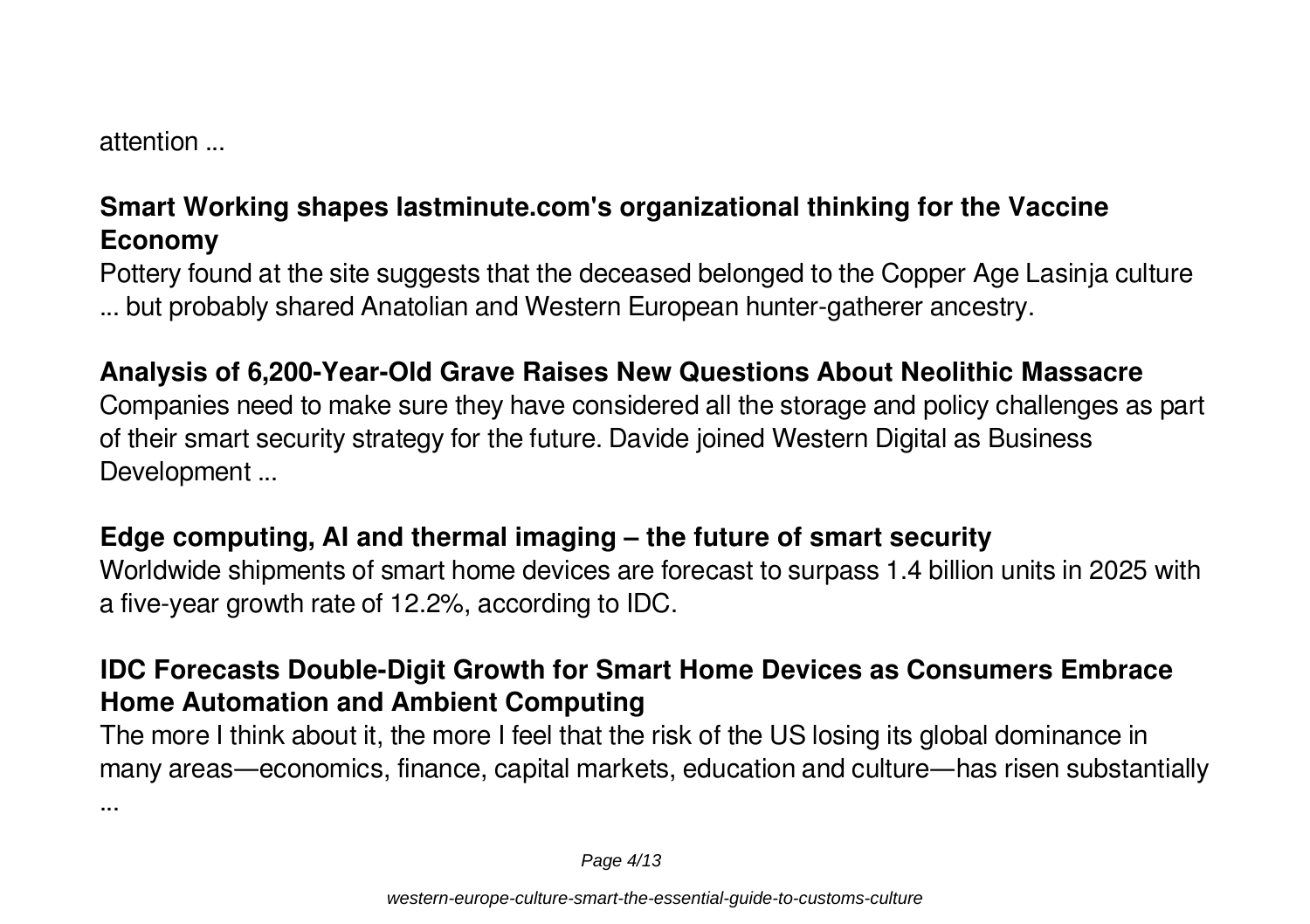attention ...

## Smart Working shapes lastminute.com's organizational thinking for the Vaccine Economy

Pottery found at the site suggests that the deceased belonged to the Copper Age Lasinja culture ... but probably shared Anatolian and Western European hunter-gatherer ancestry.

## Analysis of 6,200-Year-Old Grave Raises New Questions About Neolithic Massacre

Companies need to make sure they have considered all the storage and policy challenges as part of their smart security strategy for the future. Davide joined Western Digital as Business Development ...

## Edge computing, AI and thermal imaging – the future of smart security

Worldwide shipments of smart home devices are forecast to surpass 1.4 billion units in 2025 with a five-year growth rate of 12.2%, according to IDC.

## IDC Forecasts Double-Digit Growth for Smart Home Devices as Consumers Embrace Home Automation and Ambient Computing

The more I think about it, the more I feel that the risk of the US losing its global dominance in many areas—economics, finance, capital markets, education and culture—has risen substantially ...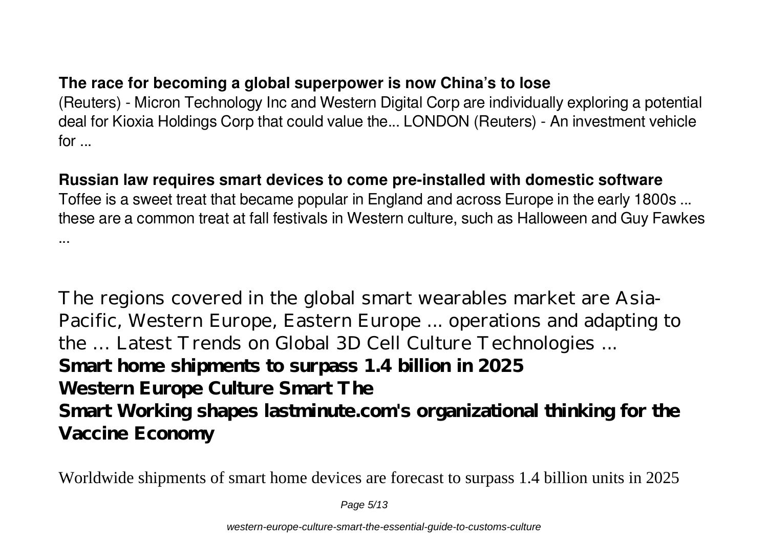**The race for becoming a global superpower is now China's to lose**

(Reuters) - Micron Technology Inc and Western Digital Corp are individually exploring a potential deal for Kioxia Holdings Corp that could value the... LONDON (Reuters) - An investment vehicle for ...

**Russian law requires smart devices to come pre-installed with domestic software**

Toffee is a sweet treat that became popular in England and across Europe in the early 1800s ... these are a common treat at fall festivals in Western culture, such as Halloween and Guy Fawkes ...

The regions covered in the global smart wearables market are Asia-Pacific, Western Europe, Eastern Europe ... operations and adapting to the ... Latest Trends on Global 3D Cell Culture Technologies ...

**Smart home shipments to surpass 1.4 billion in 2025**

**Western Europe Culture Smart The**

**Smart Working shapes lastminute.com's organizational thinking for the Vaccine Economy**

Worldwide shipments of smart home devices are forecast to surpass 1.4 billion units in 2025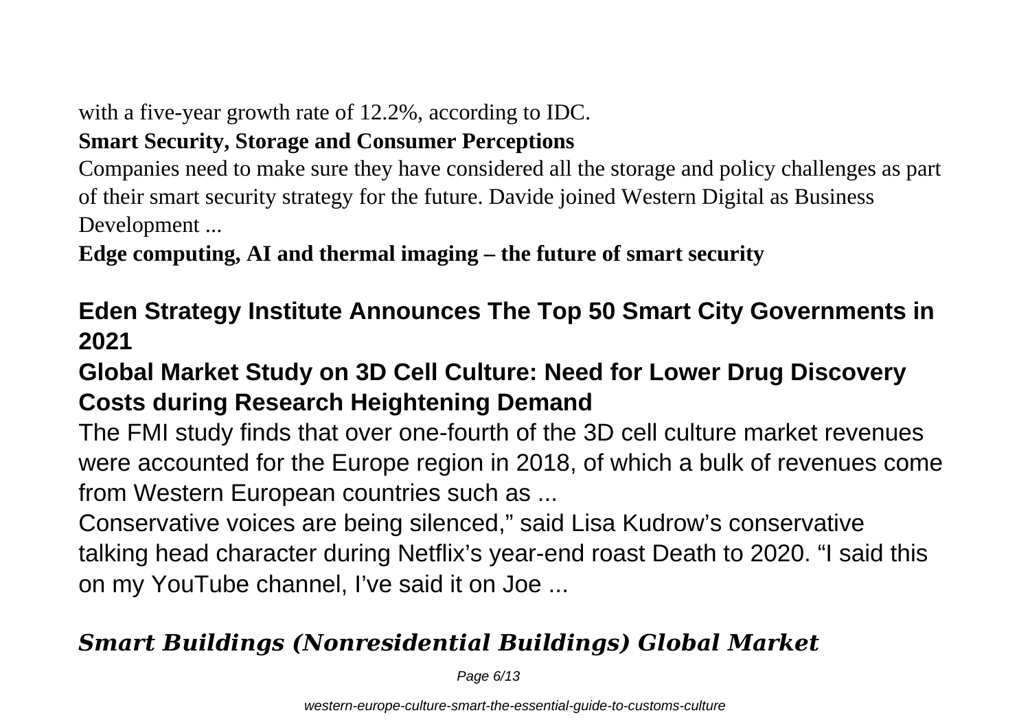with a five-year growth rate of 12.2%, according to IDC.

**Smart Security, Storage and Consumer Perceptions**

Companies need to make sure they have considered all the storage and policy challenges as part of their smart security strategy for the future. Davide joined Western Digital as Business Development ...

**Edge computing, AI and thermal imaging – the future of smart security**

## Eden Strategy Institute Announces The Top 50 Smart City Governments in 2021

## Global Market Study on 3D Cell Culture: Need for Lower Drug Discovery Costs during Research Heightening Demand

The FMI study finds that over one-fourth of the 3D cell culture market revenues were accounted for the Europe region in 2018, of which a bulk of revenues come from Western European countries such as ...

Conservative voices are being silenced," said Lisa Kudrow's conservative talking head character during Netflix's year-end roast Death to 2020. "I said this on my YouTube channel, I've said it on Joe ...

## *Smart Buildings (Nonresidential Buildings) Global Market*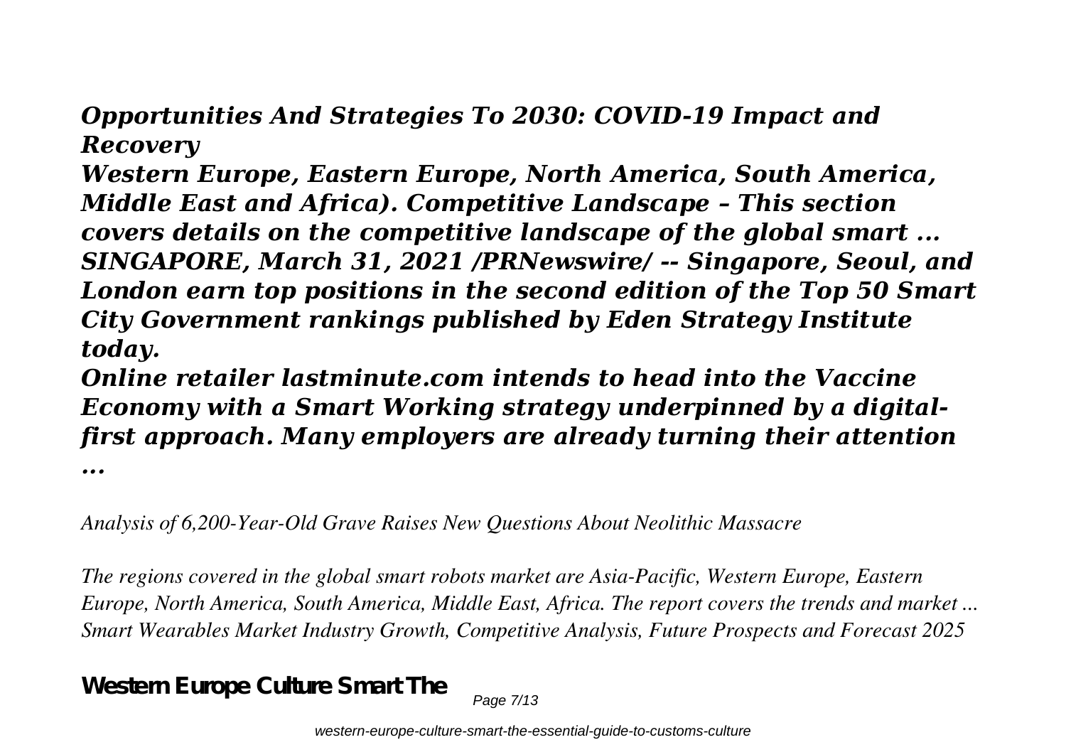***Opportunities And Strategies To 2030: COVID-19 Impact and Recovery***

***Western Europe, Eastern Europe, North America, South America, Middle East and Africa). Competitive Landscape – This section covers details on the competitive landscape of the global smart ...***
***SINGAPORE, March 31, 2021 /PRNewswire/ -- Singapore, Seoul, and London earn top positions in the second edition of the Top 50 Smart City Government rankings published by Eden Strategy Institute today.***
***Online retailer lastminute.com intends to head into the Vaccine Economy with a Smart Working strategy underpinned by a digital-first approach. Many employers are already turning their attention ...***

*Analysis of 6,200-Year-Old Grave Raises New Questions About Neolithic Massacre*

*The regions covered in the global smart robots market are Asia-Pacific, Western Europe, Eastern Europe, North America, South America, Middle East, Africa. The report covers the trends and market ...*
*Smart Wearables Market Industry Growth, Competitive Analysis, Future Prospects and Forecast 2025*

**Western Europe Culture Smart The**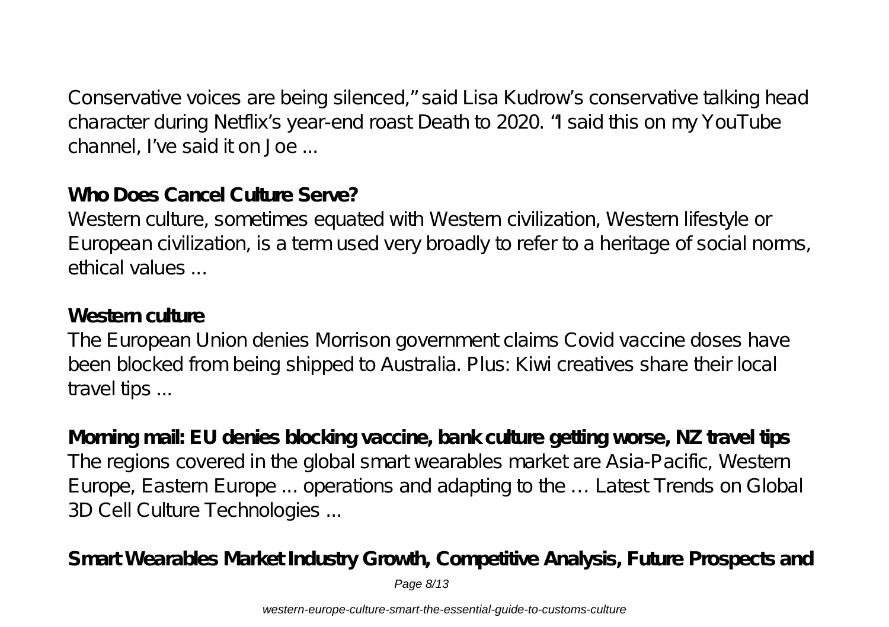Conservative voices are being silenced," said Lisa Kudrow's conservative talking head character during Netflix's year-end roast Death to 2020. "I said this on my YouTube channel, I've said it on Joe ...

**Who Does Cancel Culture Serve?**

Western culture, sometimes equated with Western civilization, Western lifestyle or European civilization, is a term used very broadly to refer to a heritage of social norms, ethical values ...

**Western culture**

The European Union denies Morrison government claims Covid vaccine doses have been blocked from being shipped to Australia. Plus: Kiwi creatives share their local travel tips ...

**Morning mail: EU denies blocking vaccine, bank culture getting worse, NZ travel tips**

The regions covered in the global smart wearables market are Asia-Pacific, Western Europe, Eastern Europe ... operations and adapting to the … Latest Trends on Global 3D Cell Culture Technologies ...

**Smart Wearables Market Industry Growth, Competitive Analysis, Future Prospects and**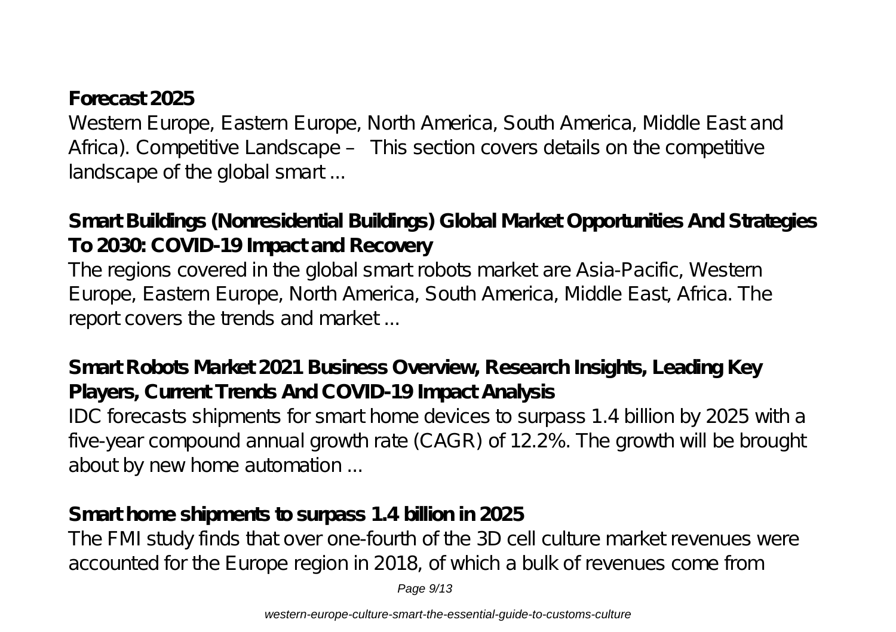### Forecast 2025

Western Europe, Eastern Europe, North America, South America, Middle East and Africa). Competitive Landscape – This section covers details on the competitive landscape of the global smart ...

### Smart Buildings (Nonresidential Buildings) Global Market Opportunities And Strategies To 2030: COVID-19 Impact and Recovery

The regions covered in the global smart robots market are Asia-Pacific, Western Europe, Eastern Europe, North America, South America, Middle East, Africa. The report covers the trends and market ...

### Smart Robots Market 2021 Business Overview, Research Insights, Leading Key Players, Current Trends And COVID-19 Impact Analysis

IDC forecasts shipments for smart home devices to surpass 1.4 billion by 2025 with a five-year compound annual growth rate (CAGR) of 12.2%. The growth will be brought about by new home automation ...

### Smart home shipments to surpass 1.4 billion in 2025

The FMI study finds that over one-fourth of the 3D cell culture market revenues were accounted for the Europe region in 2018, of which a bulk of revenues come from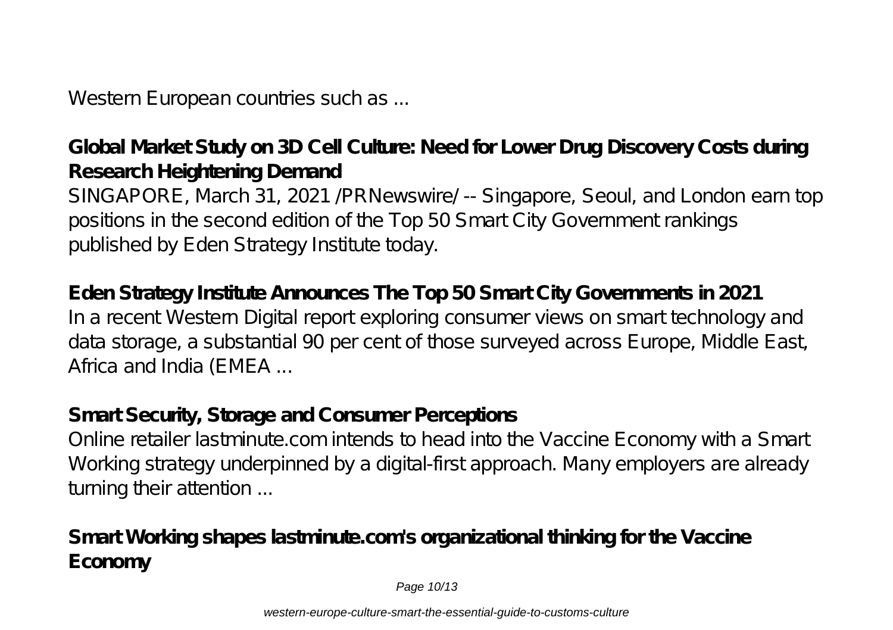Western European countries such as ...

**Global Market Study on 3D Cell Culture: Need for Lower Drug Discovery Costs during Research Heightening Demand**

SINGAPORE, March 31, 2021 /PRNewswire/ -- Singapore, Seoul, and London earn top positions in the second edition of the Top 50 Smart City Government rankings published by Eden Strategy Institute today.

**Eden Strategy Institute Announces The Top 50 Smart City Governments in 2021**

In a recent Western Digital report exploring consumer views on smart technology and data storage, a substantial 90 per cent of those surveyed across Europe, Middle East, Africa and India (EMEA ...

**Smart Security, Storage and Consumer Perceptions**

Online retailer lastminute.com intends to head into the Vaccine Economy with a Smart Working strategy underpinned by a digital-first approach. Many employers are already turning their attention ...

**Smart Working shapes lastminute.com's organizational thinking for the Vaccine Economy**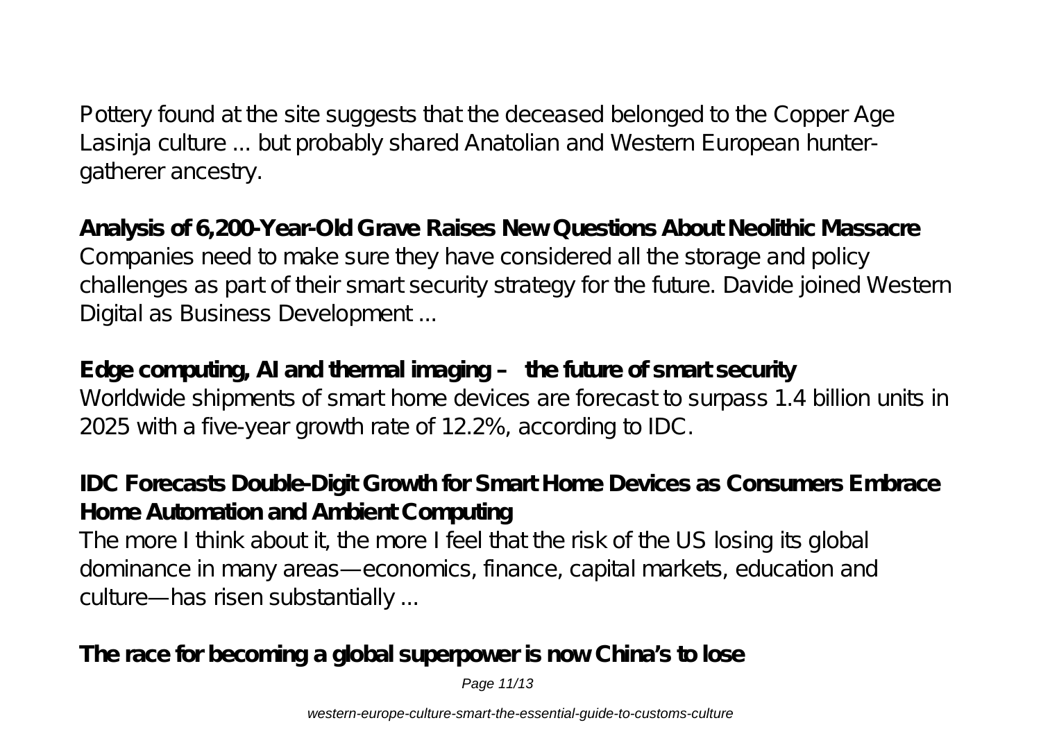Pottery found at the site suggests that the deceased belonged to the Copper Age Lasinja culture ... but probably shared Anatolian and Western European hunter-gatherer ancestry.

**Analysis of 6,200-Year-Old Grave Raises New Questions About Neolithic Massacre**

Companies need to make sure they have considered all the storage and policy challenges as part of their smart security strategy for the future. Davide joined Western Digital as Business Development ...

**Edge computing, AI and thermal imaging – the future of smart security**

Worldwide shipments of smart home devices are forecast to surpass 1.4 billion units in 2025 with a five-year growth rate of 12.2%, according to IDC.

**IDC Forecasts Double-Digit Growth for Smart Home Devices as Consumers Embrace Home Automation and Ambient Computing**

The more I think about it, the more I feel that the risk of the US losing its global dominance in many areas—economics, finance, capital markets, education and culture—has risen substantially ...

**The race for becoming a global superpower is now China's to lose**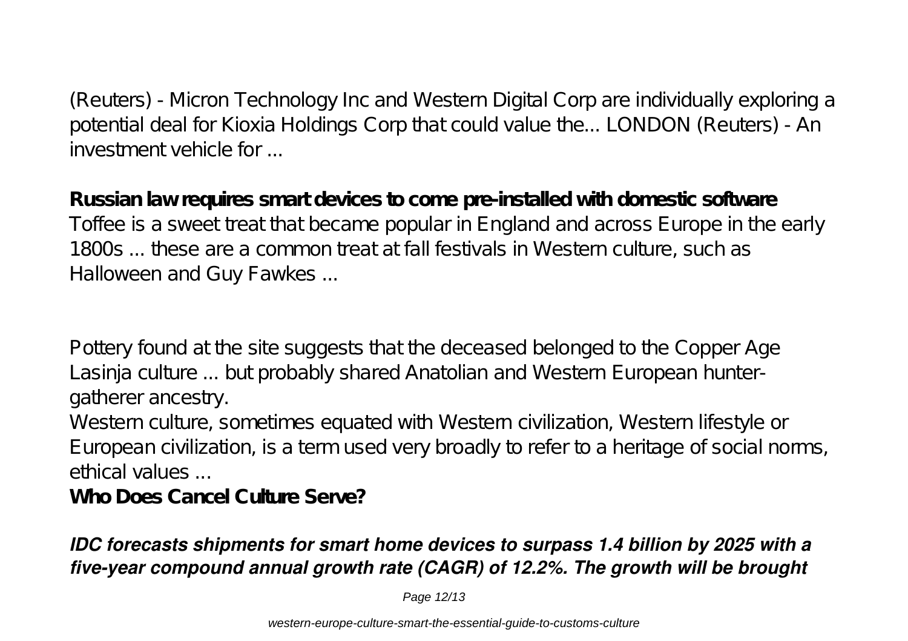(Reuters) - Micron Technology Inc and Western Digital Corp are individually exploring a potential deal for Kioxia Holdings Corp that could value the... LONDON (Reuters) - An investment vehicle for ...

**Russian law requires smart devices to come pre-installed with domestic software**

Toffee is a sweet treat that became popular in England and across Europe in the early 1800s ... these are a common treat at fall festivals in Western culture, such as Halloween and Guy Fawkes ...

Pottery found at the site suggests that the deceased belonged to the Copper Age Lasinja culture ... but probably shared Anatolian and Western European hunter-gatherer ancestry.

Western culture, sometimes equated with Western civilization, Western lifestyle or European civilization, is a term used very broadly to refer to a heritage of social norms, ethical values ...

**Who Does Cancel Culture Serve?**

***IDC forecasts shipments for smart home devices to surpass 1.4 billion by 2025 with a five-year compound annual growth rate (CAGR) of 12.2%. The growth will be brought***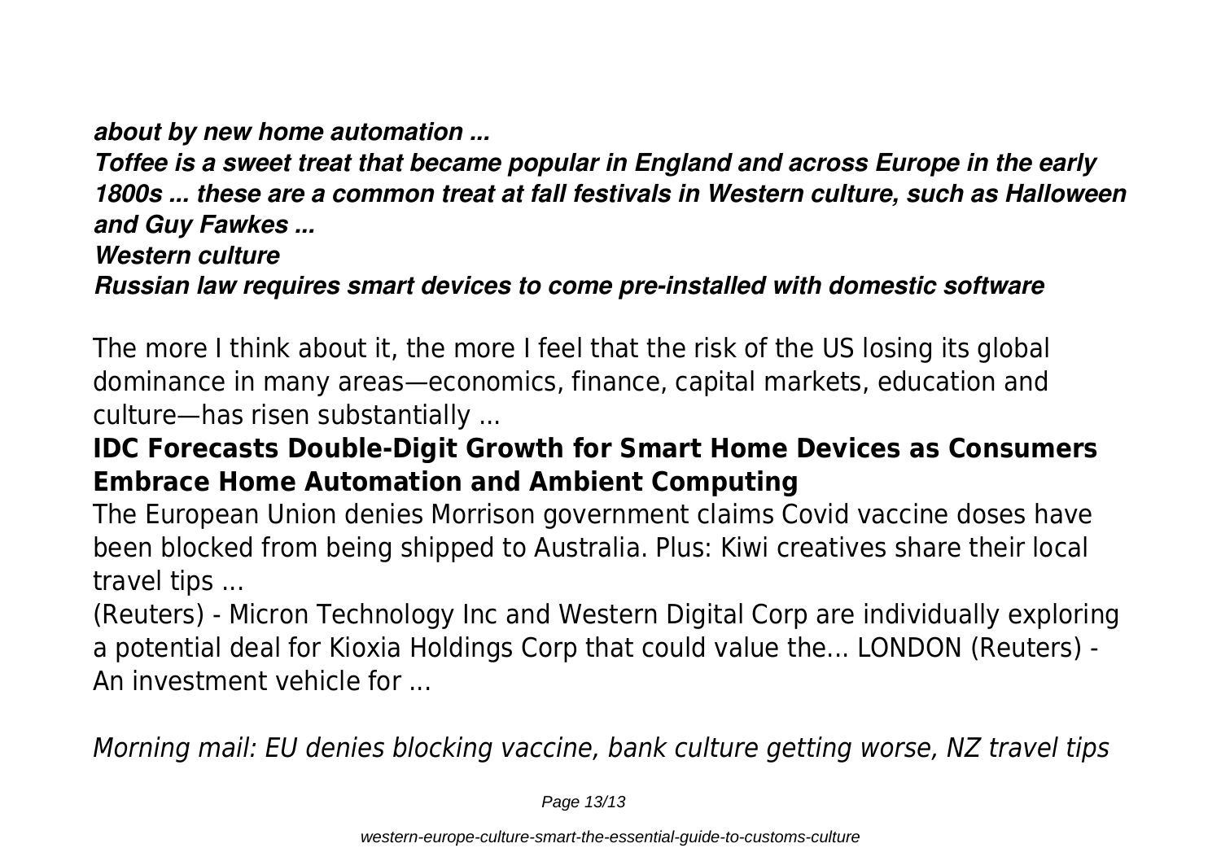*about by new home automation ...*

***Toffee is a sweet treat that became popular in England and across Europe in the early 1800s ... these are a common treat at fall festivals in Western culture, such as Halloween and Guy Fawkes ...***

***Western culture***

***Russian law requires smart devices to come pre-installed with domestic software***

The more I think about it, the more I feel that the risk of the US losing its global dominance in many areas—economics, finance, capital markets, education and culture—has risen substantially ...

## IDC Forecasts Double-Digit Growth for Smart Home Devices as Consumers Embrace Home Automation and Ambient Computing

The European Union denies Morrison government claims Covid vaccine doses have been blocked from being shipped to Australia. Plus: Kiwi creatives share their local travel tips ...

(Reuters) - Micron Technology Inc and Western Digital Corp are individually exploring a potential deal for Kioxia Holdings Corp that could value the... LONDON (Reuters) - An investment vehicle for ...

*Morning mail: EU denies blocking vaccine, bank culture getting worse, NZ travel tips*